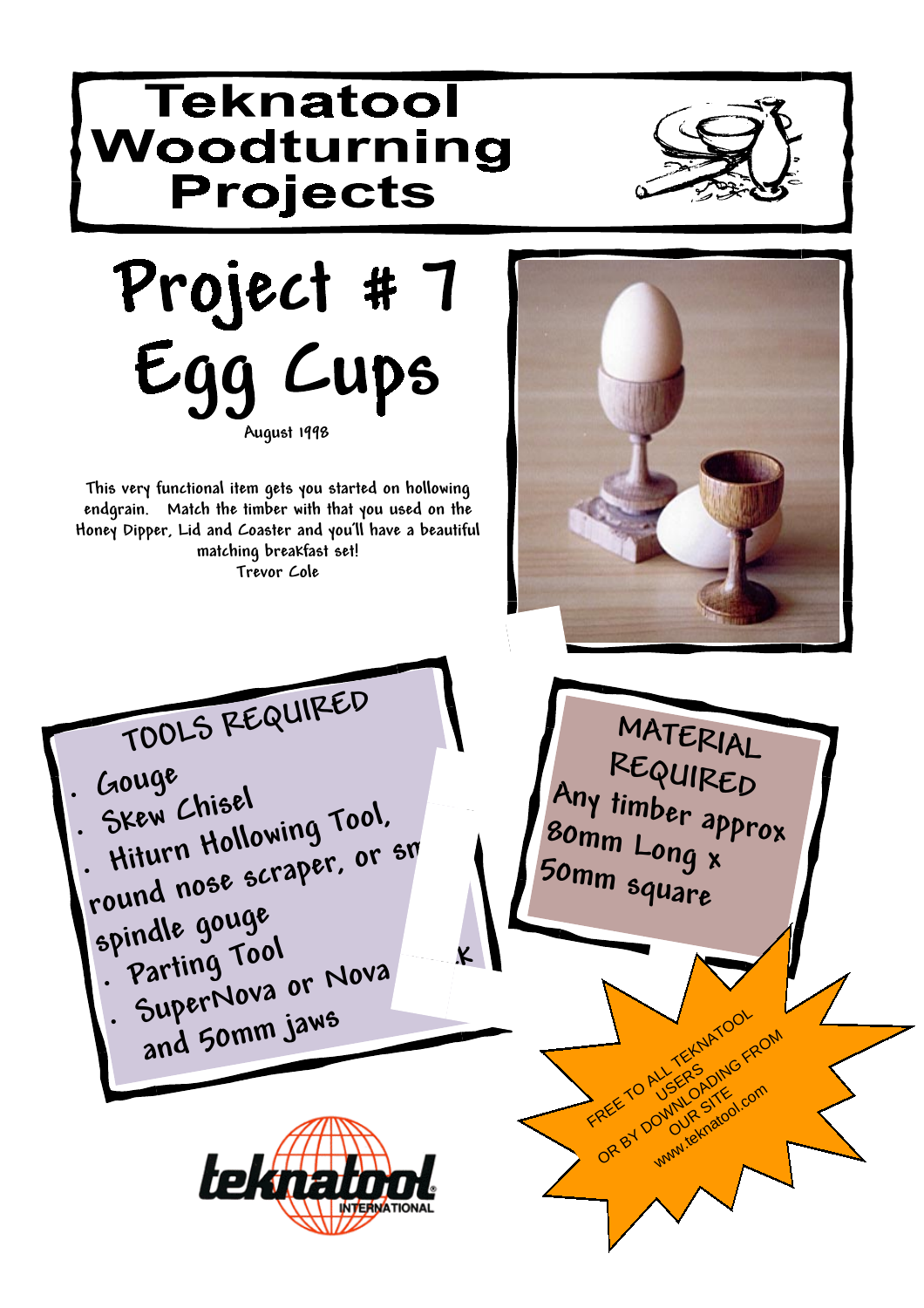# Teknatool Woodturning Projects

# Project # 7
# Egg Cups

August 1998

This very functional item gets you started on hollowing endgrain. Match the timber with that you used on the Honey Dipper, Lid and Coaster and you'll have a beautiful matching breakfast set!
Trevor Cole

## TOOLS REQUIRED

- Gouge
- Skew Chisel
- Hiturn Hollowing Tool, round nose scraper, or sm spindle gouge
- Parting Tool
- SuperNova or Nova and 50mm jaws

## MATERIAL REQUIRED

Any timber approx 80mm Long x 50mm square

FREE TO ALL TEKNATOOL USERS OR BY DOWNLOADING FROM OUR SITE www.teknatool.com

teknatool INTERNATIONAL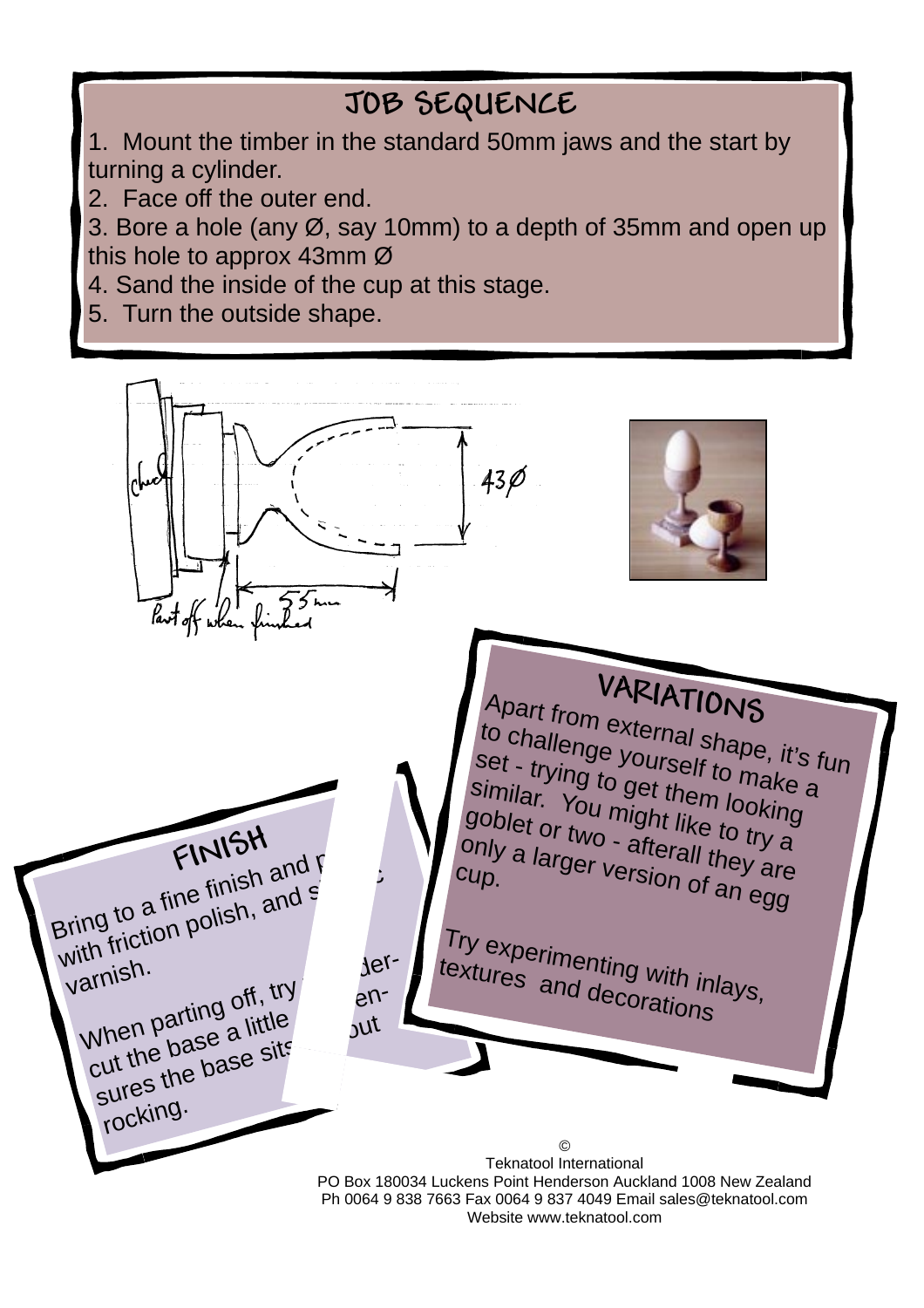## JOB SEQUENCE

1. Mount the timber in the standard 50mm jaws and the start by turning a cylinder.
2. Face off the outer end.
3. Bore a hole (any Ø, say 10mm) to a depth of 35mm and open up this hole to approx 43mm Ø
4. Sand the inside of the cup at this stage.
5. Turn the outside shape.

chuck

43Ø

55mm

Part off when finished

## VARIATIONS

Apart from external shape, it's fun to challenge yourself to make a set - trying to get them looking similar. You might like to try a goblet or two - afterall they are only a larger version of an egg cup.

Try experimenting with inlays, textures and decorations

## FINISH

Bring to a fine finish and p... with friction polish, and s... varnish.

When parting off, try ...der-cut the base a little ...en-sures the base sits ...out rocking.

©
Teknatool International
PO Box 180034 Luckens Point Henderson Auckland 1008 New Zealand
Ph 0064 9 838 7663 Fax 0064 9 837 4049 Email sales@teknatool.com
Website www.teknatool.com